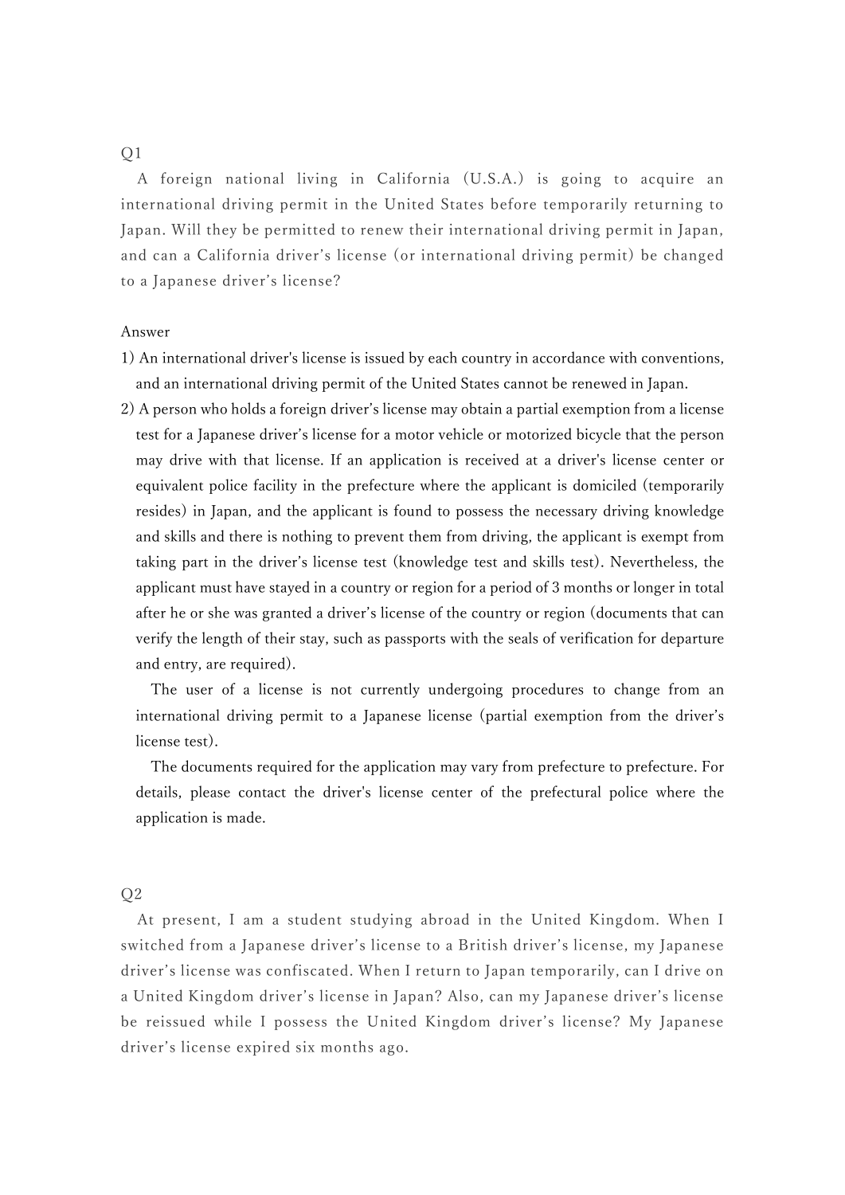Q1

A foreign national living in California (U.S.A.) is going to acquire an international driving permit in the United States before temporarily returning to Japan. Will they be permitted to renew their international driving permit in Japan, and can a California driver's license (or international driving permit) be changed to a Japanese driver's license?

Answer

1) An international driver's license is issued by each country in accordance with conventions, and an international driving permit of the United States cannot be renewed in Japan.
2) A person who holds a foreign driver's license may obtain a partial exemption from a license test for a Japanese driver's license for a motor vehicle or motorized bicycle that the person may drive with that license. If an application is received at a driver's license center or equivalent police facility in the prefecture where the applicant is domiciled (temporarily resides) in Japan, and the applicant is found to possess the necessary driving knowledge and skills and there is nothing to prevent them from driving, the applicant is exempt from taking part in the driver's license test (knowledge test and skills test). Nevertheless, the applicant must have stayed in a country or region for a period of 3 months or longer in total after he or she was granted a driver's license of the country or region (documents that can verify the length of their stay, such as passports with the seals of verification for departure and entry, are required).

   The user of a license is not currently undergoing procedures to change from an international driving permit to a Japanese license (partial exemption from the driver's license test).

   The documents required for the application may vary from prefecture to prefecture. For details, please contact the driver's license center of the prefectural police where the application is made.

Q2

At present, I am a student studying abroad in the United Kingdom. When I switched from a Japanese driver's license to a British driver's license, my Japanese driver's license was confiscated. When I return to Japan temporarily, can I drive on a United Kingdom driver's license in Japan? Also, can my Japanese driver's license be reissued while I possess the United Kingdom driver's license? My Japanese driver's license expired six months ago.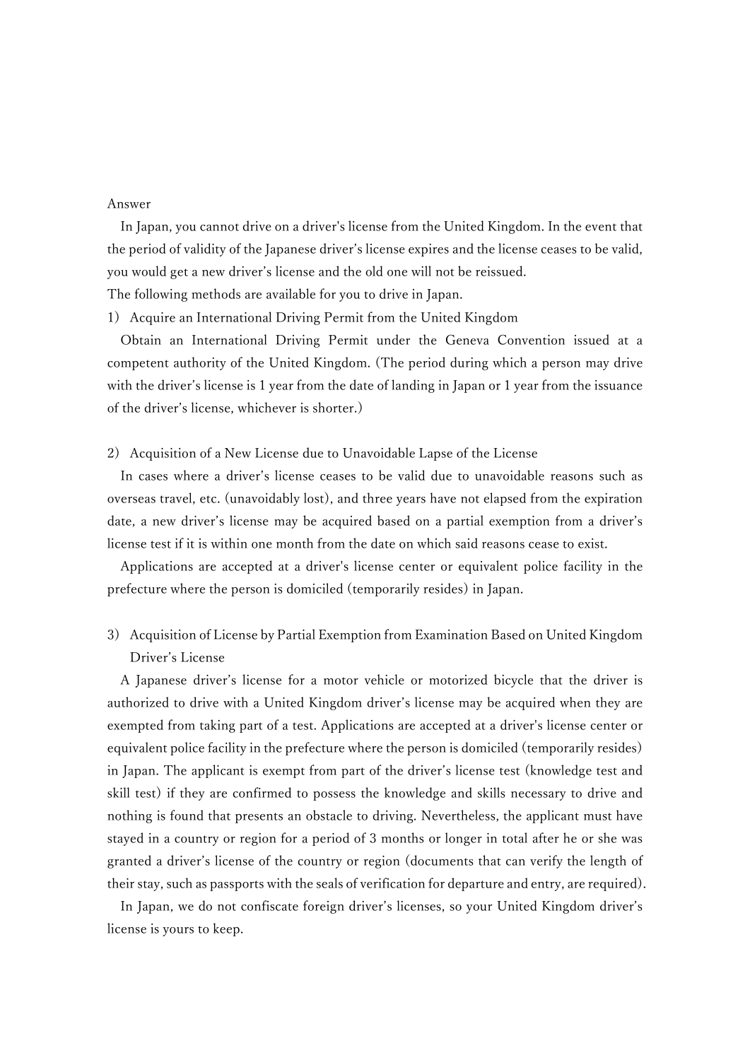Answer

In Japan, you cannot drive on a driver's license from the United Kingdom. In the event that the period of validity of the Japanese driver's license expires and the license ceases to be valid, you would get a new driver's license and the old one will not be reissued.

The following methods are available for you to drive in Japan.

1) Acquire an International Driving Permit from the United Kingdom

Obtain an International Driving Permit under the Geneva Convention issued at a competent authority of the United Kingdom. (The period during which a person may drive with the driver's license is 1 year from the date of landing in Japan or 1 year from the issuance of the driver's license, whichever is shorter.)

2) Acquisition of a New License due to Unavoidable Lapse of the License

In cases where a driver's license ceases to be valid due to unavoidable reasons such as overseas travel, etc. (unavoidably lost), and three years have not elapsed from the expiration date, a new driver's license may be acquired based on a partial exemption from a driver's license test if it is within one month from the date on which said reasons cease to exist.

Applications are accepted at a driver's license center or equivalent police facility in the prefecture where the person is domiciled (temporarily resides) in Japan.

3) Acquisition of License by Partial Exemption from Examination Based on United Kingdom Driver's License

A Japanese driver's license for a motor vehicle or motorized bicycle that the driver is authorized to drive with a United Kingdom driver's license may be acquired when they are exempted from taking part of a test. Applications are accepted at a driver's license center or equivalent police facility in the prefecture where the person is domiciled (temporarily resides) in Japan. The applicant is exempt from part of the driver's license test (knowledge test and skill test) if they are confirmed to possess the knowledge and skills necessary to drive and nothing is found that presents an obstacle to driving. Nevertheless, the applicant must have stayed in a country or region for a period of 3 months or longer in total after he or she was granted a driver's license of the country or region (documents that can verify the length of their stay, such as passports with the seals of verification for departure and entry, are required).

In Japan, we do not confiscate foreign driver's licenses, so your United Kingdom driver's license is yours to keep.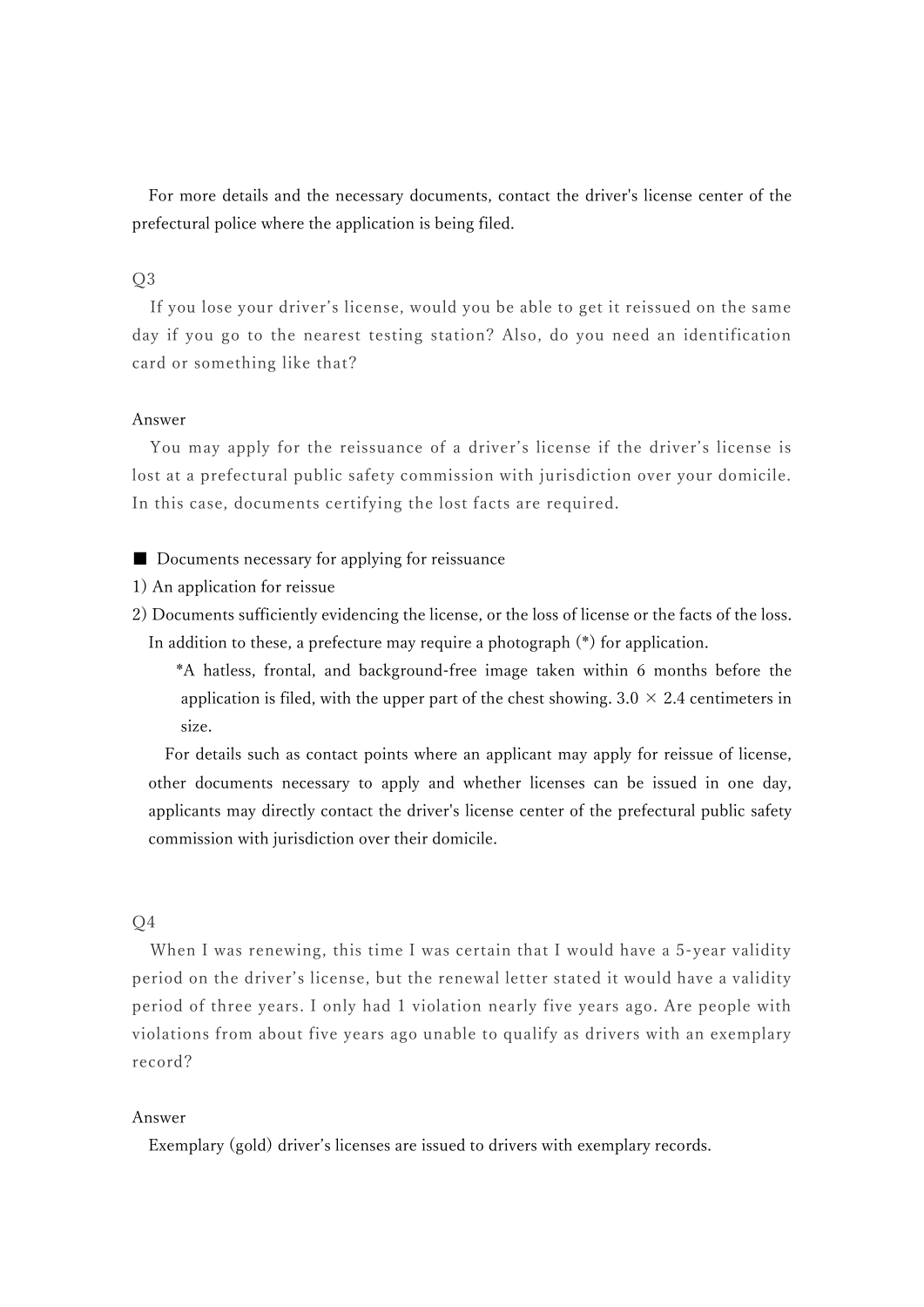For more details and the necessary documents, contact the driver's license center of the prefectural police where the application is being filed.

Q3

If you lose your driver's license, would you be able to get it reissued on the same day if you go to the nearest testing station? Also, do you need an identification card or something like that?

Answer

You may apply for the reissuance of a driver's license if the driver's license is lost at a prefectural public safety commission with jurisdiction over your domicile. In this case, documents certifying the lost facts are required.

■ Documents necessary for applying for reissuance

1) An application for reissue

2) Documents sufficiently evidencing the license, or the loss of license or the facts of the loss.

In addition to these, a prefecture may require a photograph (*) for application.

*A hatless, frontal, and background-free image taken within 6 months before the application is filed, with the upper part of the chest showing. 3.0 × 2.4 centimeters in size.

For details such as contact points where an applicant may apply for reissue of license, other documents necessary to apply and whether licenses can be issued in one day, applicants may directly contact the driver's license center of the prefectural public safety commission with jurisdiction over their domicile.

Q4

When I was renewing, this time I was certain that I would have a 5-year validity period on the driver's license, but the renewal letter stated it would have a validity period of three years. I only had 1 violation nearly five years ago. Are people with violations from about five years ago unable to qualify as drivers with an exemplary record?

Answer

Exemplary (gold) driver's licenses are issued to drivers with exemplary records.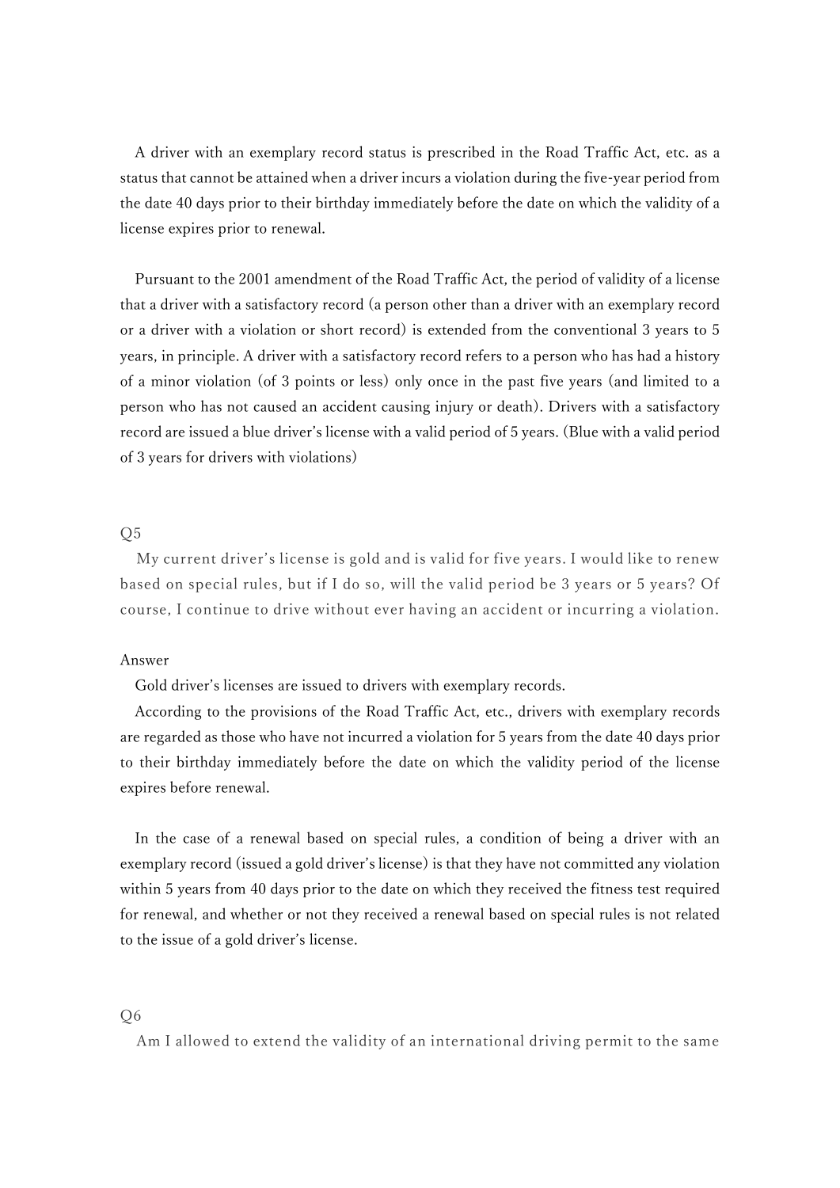A driver with an exemplary record status is prescribed in the Road Traffic Act, etc. as a status that cannot be attained when a driver incurs a violation during the five-year period from the date 40 days prior to their birthday immediately before the date on which the validity of a license expires prior to renewal.

Pursuant to the 2001 amendment of the Road Traffic Act, the period of validity of a license that a driver with a satisfactory record (a person other than a driver with an exemplary record or a driver with a violation or short record) is extended from the conventional 3 years to 5 years, in principle. A driver with a satisfactory record refers to a person who has had a history of a minor violation (of 3 points or less) only once in the past five years (and limited to a person who has not caused an accident causing injury or death). Drivers with a satisfactory record are issued a blue driver's license with a valid period of 5 years. (Blue with a valid period of 3 years for drivers with violations)

Q5

My current driver's license is gold and is valid for five years. I would like to renew based on special rules, but if I do so, will the valid period be 3 years or 5 years? Of course, I continue to drive without ever having an accident or incurring a violation.

Answer

Gold driver's licenses are issued to drivers with exemplary records.

According to the provisions of the Road Traffic Act, etc., drivers with exemplary records are regarded as those who have not incurred a violation for 5 years from the date 40 days prior to their birthday immediately before the date on which the validity period of the license expires before renewal.

In the case of a renewal based on special rules, a condition of being a driver with an exemplary record (issued a gold driver's license) is that they have not committed any violation within 5 years from 40 days prior to the date on which they received the fitness test required for renewal, and whether or not they received a renewal based on special rules is not related to the issue of a gold driver's license.

Q6

Am I allowed to extend the validity of an international driving permit to the same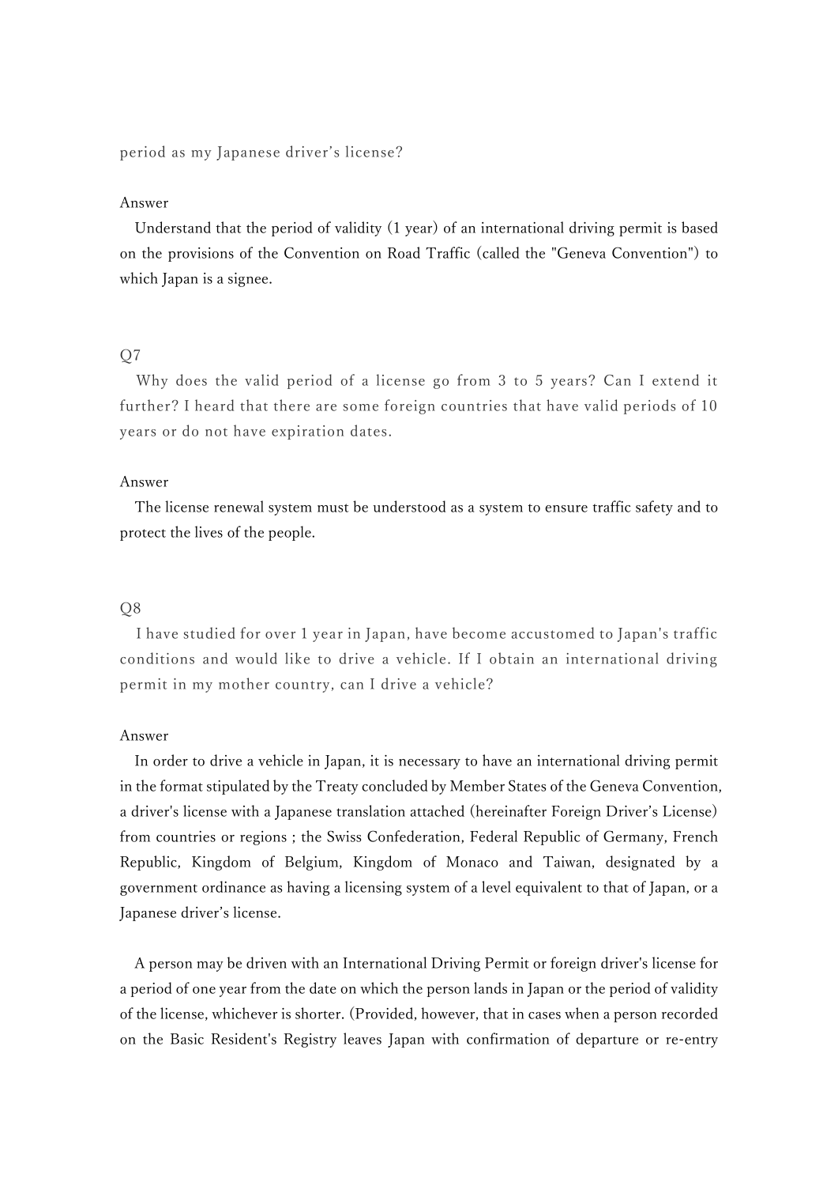period as my Japanese driver's license?

Answer

Understand that the period of validity (1 year) of an international driving permit is based on the provisions of the Convention on Road Traffic (called the "Geneva Convention") to which Japan is a signee.

Q7

Why does the valid period of a license go from 3 to 5 years? Can I extend it further? I heard that there are some foreign countries that have valid periods of 10 years or do not have expiration dates.

Answer

The license renewal system must be understood as a system to ensure traffic safety and to protect the lives of the people.

Q8

I have studied for over 1 year in Japan, have become accustomed to Japan's traffic conditions and would like to drive a vehicle. If I obtain an international driving permit in my mother country, can I drive a vehicle?

Answer

In order to drive a vehicle in Japan, it is necessary to have an international driving permit in the format stipulated by the Treaty concluded by Member States of the Geneva Convention, a driver's license with a Japanese translation attached (hereinafter Foreign Driver's License) from countries or regions ; the Swiss Confederation, Federal Republic of Germany, French Republic, Kingdom of Belgium, Kingdom of Monaco and Taiwan, designated by a government ordinance as having a licensing system of a level equivalent to that of Japan, or a Japanese driver's license.

A person may be driven with an International Driving Permit or foreign driver's license for a period of one year from the date on which the person lands in Japan or the period of validity of the license, whichever is shorter. (Provided, however, that in cases when a person recorded on the Basic Resident's Registry leaves Japan with confirmation of departure or re-entry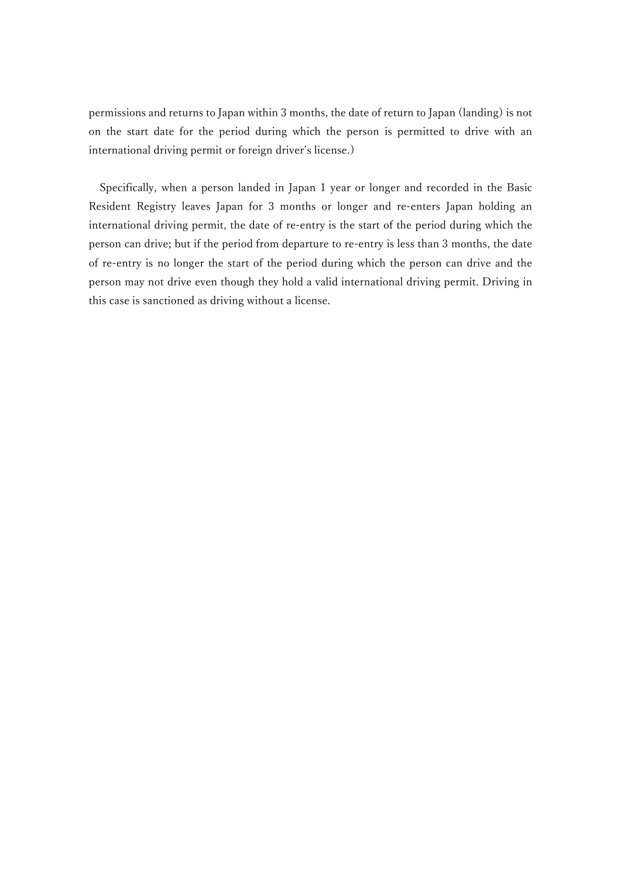permissions and returns to Japan within 3 months, the date of return to Japan (landing) is not on the start date for the period during which the person is permitted to drive with an international driving permit or foreign driver's license.)

Specifically, when a person landed in Japan 1 year or longer and recorded in the Basic Resident Registry leaves Japan for 3 months or longer and re-enters Japan holding an international driving permit, the date of re-entry is the start of the period during which the person can drive; but if the period from departure to re-entry is less than 3 months, the date of re-entry is no longer the start of the period during which the person can drive and the person may not drive even though they hold a valid international driving permit. Driving in this case is sanctioned as driving without a license.